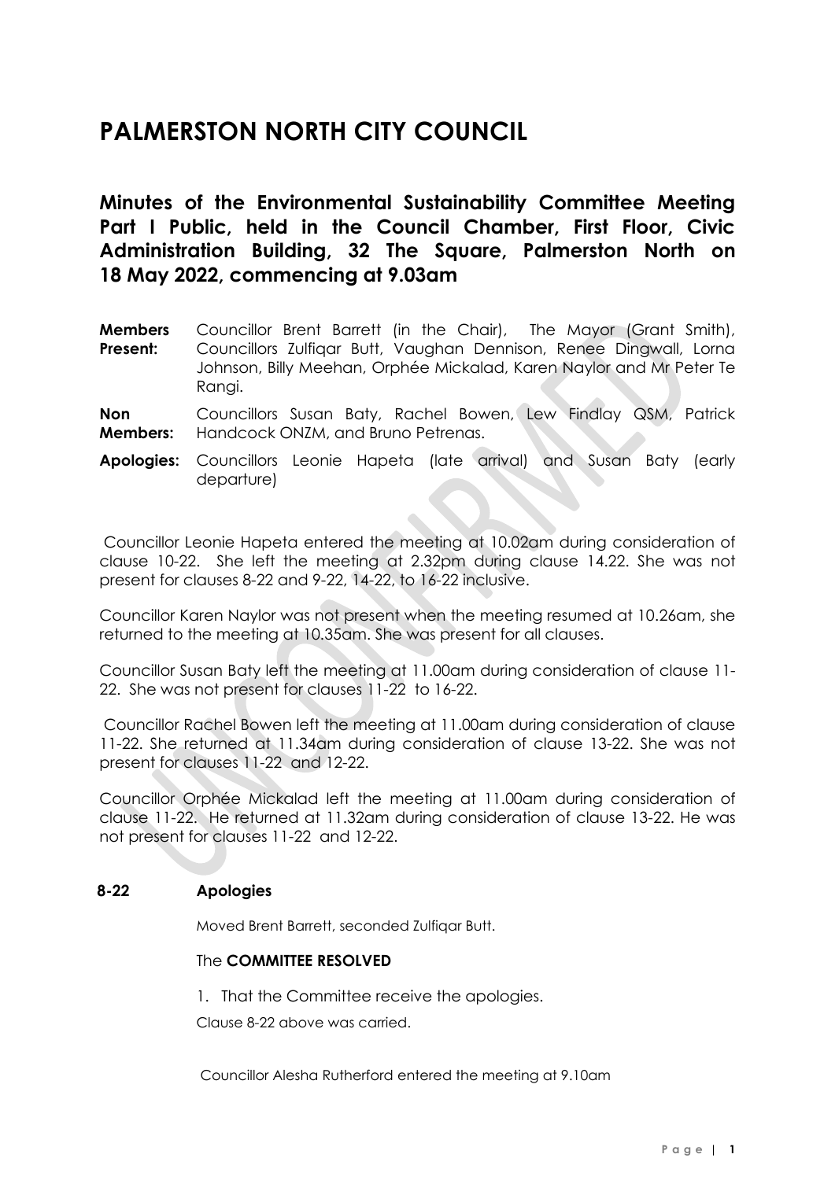# PALMERSTON NORTH CITY COUNCIL

## Minutes of the Environmental Sustainability Committee Meeting Part I Public, held in the Council Chamber, First Floor, Civic Administration Building, 32 The Square, Palmerston North on 18 May 2022, commencing at 9.03am

**Members Present:** Councillor Brent Barrett (in the Chair), The Mayor (Grant Smith), Councillors Zulfiqar Butt, Vaughan Dennison, Renee Dingwall, Lorna Johnson, Billy Meehan, Orphée Mickalad, Karen Naylor and Mr Peter Te Rangi.

**Non Members:** Councillors Susan Baty, Rachel Bowen, Lew Findlay QSM, Patrick Handcock ONZM, and Bruno Petrenas.

**Apologies:** Councillors Leonie Hapeta (late arrival) and Susan Baty (early departure)

Councillor Leonie Hapeta entered the meeting at 10.02am during consideration of clause 10-22. She left the meeting at 2.32pm during clause 14.22. She was not present for clauses 8-22 and 9-22, 14-22, to 16-22 inclusive.

Councillor Karen Naylor was not present when the meeting resumed at 10.26am, she returned to the meeting at 10.35am. She was present for all clauses.

Councillor Susan Baty left the meeting at 11.00am during consideration of clause 11-22. She was not present for clauses 11-22 to 16-22.

Councillor Rachel Bowen left the meeting at 11.00am during consideration of clause 11-22. She returned at 11.34am during consideration of clause 13-22. She was not present for clauses 11-22 and 12-22.

Councillor Orphée Mickalad left the meeting at 11.00am during consideration of clause 11-22. He returned at 11.32am during consideration of clause 13-22. He was not present for clauses 11-22 and 12-22.

### 8-22 Apologies

Moved Brent Barrett, seconded Zulfiqar Butt.

The **COMMITTEE RESOLVED**

1. That the Committee receive the apologies.

Clause 8-22 above was carried.

Councillor Alesha Rutherford entered the meeting at 9.10am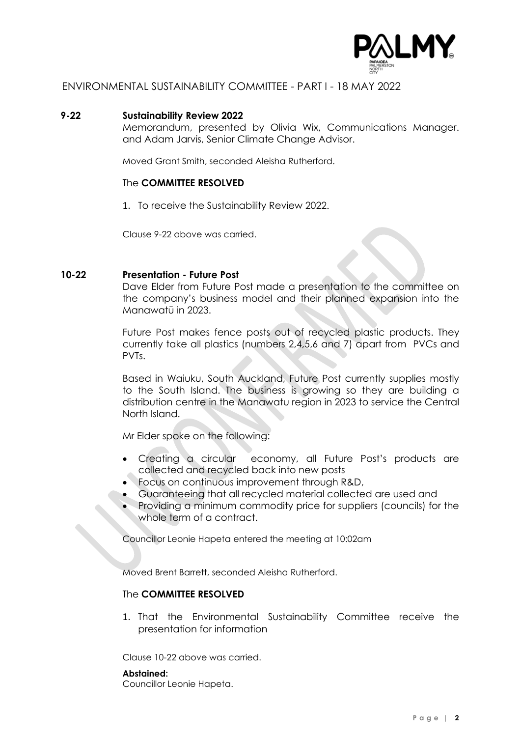ENVIRONMENTAL SUSTAINABILITY COMMITTEE - PART I - 18 MAY 2022

### 9-22 Sustainability Review 2022

Memorandum, presented by Olivia Wix, Communications Manager. and Adam Jarvis, Senior Climate Change Advisor.

Moved Grant Smith, seconded Aleisha Rutherford.

The **COMMITTEE RESOLVED**

1. To receive the Sustainability Review 2022.

Clause 9-22 above was carried.

### 10-22 Presentation - Future Post

Dave Elder from Future Post made a presentation to the committee on the company's business model and their planned expansion into the Manawatū in 2023.

Future Post makes fence posts out of recycled plastic products. They currently take all plastics (numbers 2,4,5,6 and 7) apart from PVCs and PVTs.

Based in Waiuku, South Auckland, Future Post currently supplies mostly to the South Island. The business is growing so they are building a distribution centre in the Manawatu region in 2023 to service the Central North Island.

Mr Elder spoke on the following:

- Creating a circular economy, all Future Post's products are collected and recycled back into new posts
- Focus on continuous improvement through R&D,
- Guaranteeing that all recycled material collected are used and
- Providing a minimum commodity price for suppliers (councils) for the whole term of a contract.

Councillor Leonie Hapeta entered the meeting at 10:02am

Moved Brent Barrett, seconded Aleisha Rutherford.

The **COMMITTEE RESOLVED**

1. That the Environmental Sustainability Committee receive the presentation for information

Clause 10-22 above was carried.

**Abstained:**
Councillor Leonie Hapeta.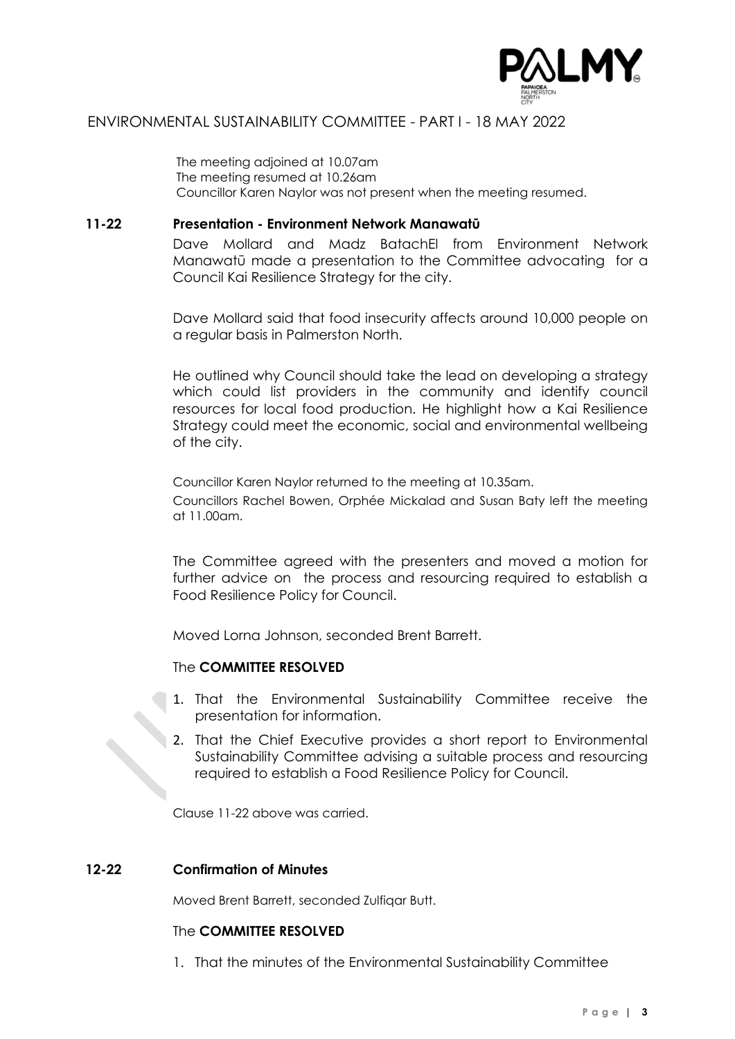The meeting adjoined at 10.07am
The meeting resumed at 10.26am
Councillor Karen Naylor was not present when the meeting resumed.

**11-22 Presentation - Environment Network Manawatū**

Dave Mollard and Madz BatachEl from Environment Network Manawatū made a presentation to the Committee advocating for a Council Kai Resilience Strategy for the city.

Dave Mollard said that food insecurity affects around 10,000 people on a regular basis in Palmerston North.

He outlined why Council should take the lead on developing a strategy which could list providers in the community and identify council resources for local food production. He highlight how a Kai Resilience Strategy could meet the economic, social and environmental wellbeing of the city.

Councillor Karen Naylor returned to the meeting at 10.35am.
Councillors Rachel Bowen, Orphée Mickalad and Susan Baty left the meeting at 11.00am.

The Committee agreed with the presenters and moved a motion for further advice on the process and resourcing required to establish a Food Resilience Policy for Council.

Moved Lorna Johnson, seconded Brent Barrett.

The **COMMITTEE RESOLVED**

1. That the Environmental Sustainability Committee receive the presentation for information.
2. That the Chief Executive provides a short report to Environmental Sustainability Committee advising a suitable process and resourcing required to establish a Food Resilience Policy for Council.

Clause 11-22 above was carried.

**12-22 Confirmation of Minutes**

Moved Brent Barrett, seconded Zulfiqar Butt.

The **COMMITTEE RESOLVED**

1. That the minutes of the Environmental Sustainability Committee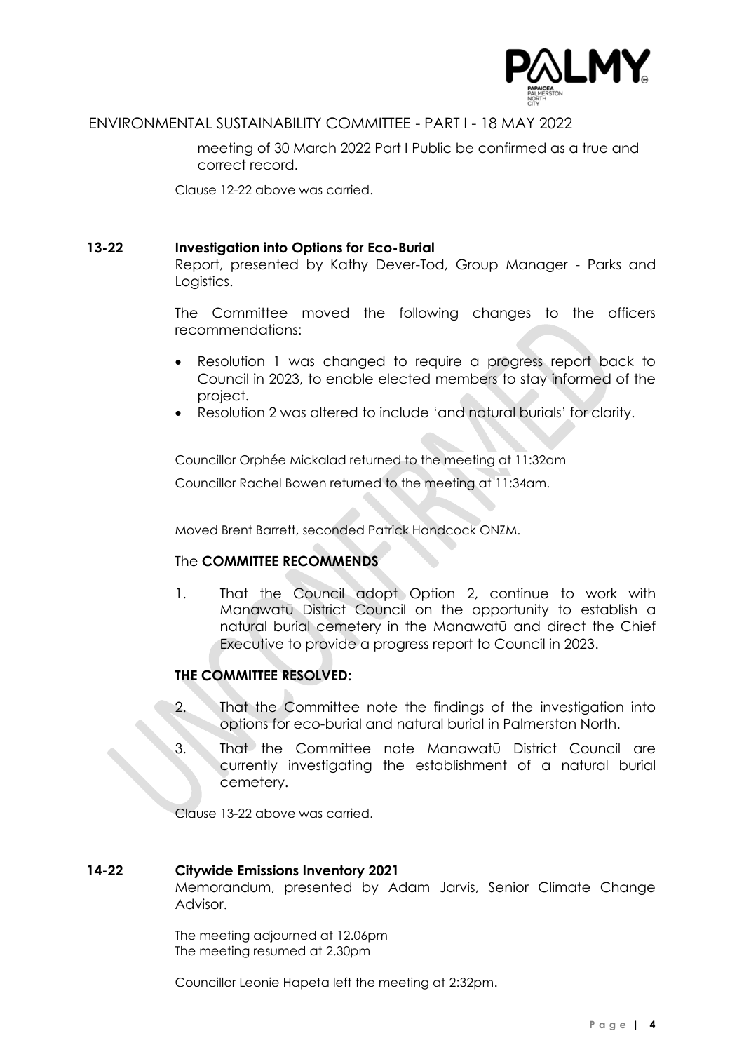meeting of 30 March 2022 Part I Public be confirmed as a true and correct record.

Clause 12-22 above was carried.

**13-22 Investigation into Options for Eco-Burial**

Report, presented by Kathy Dever-Tod, Group Manager - Parks and Logistics.

The Committee moved the following changes to the officers recommendations:

- Resolution 1 was changed to require a progress report back to Council in 2023, to enable elected members to stay informed of the project.
- Resolution 2 was altered to include 'and natural burials' for clarity.

Councillor Orphée Mickalad returned to the meeting at 11:32am

Councillor Rachel Bowen returned to the meeting at 11:34am.

Moved Brent Barrett, seconded Patrick Handcock ONZM.

The **COMMITTEE RECOMMENDS**

1. That the Council adopt Option 2, continue to work with Manawatū District Council on the opportunity to establish a natural burial cemetery in the Manawatū and direct the Chief Executive to provide a progress report to Council in 2023.

**THE COMMITTEE RESOLVED:**

2. That the Committee note the findings of the investigation into options for eco-burial and natural burial in Palmerston North.
3. That the Committee note Manawatū District Council are currently investigating the establishment of a natural burial cemetery.

Clause 13-22 above was carried.

**14-22 Citywide Emissions Inventory 2021**

Memorandum, presented by Adam Jarvis, Senior Climate Change Advisor.

The meeting adjourned at 12.06pm
The meeting resumed at 2.30pm

Councillor Leonie Hapeta left the meeting at 2:32pm.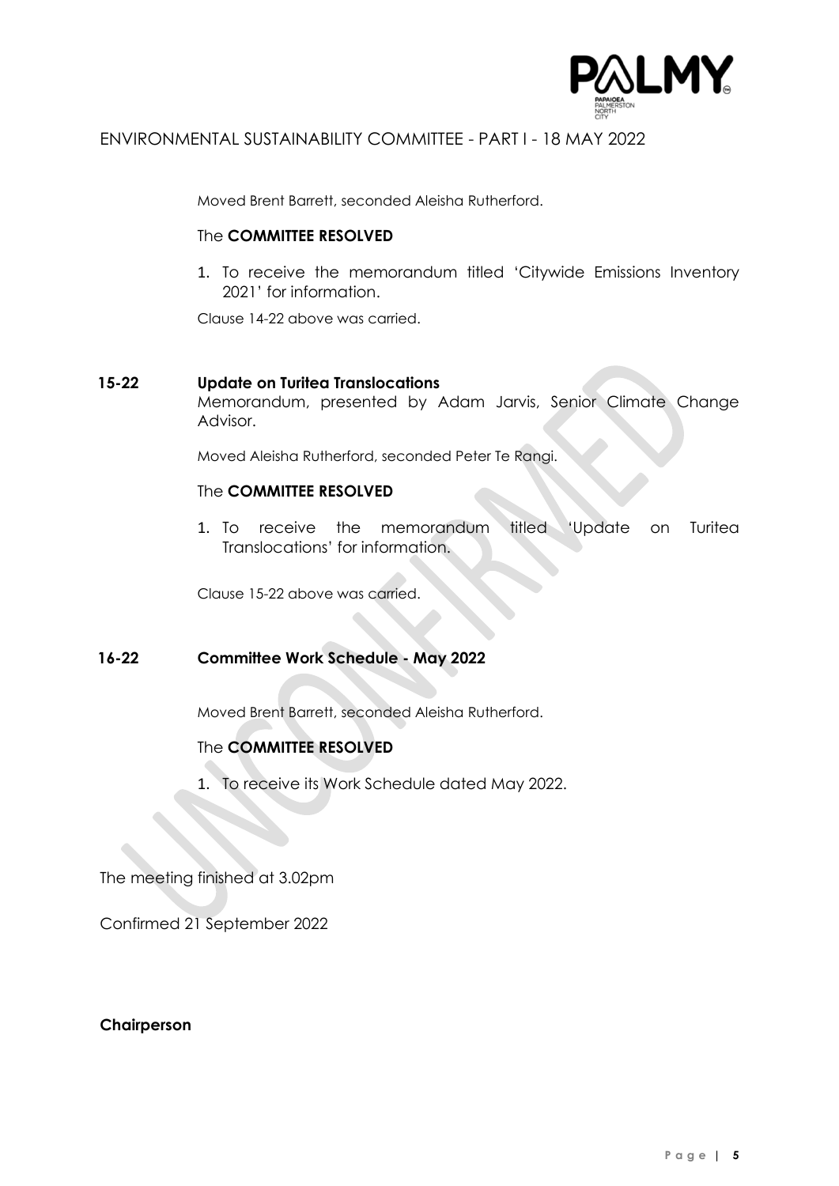Moved Brent Barrett, seconded Aleisha Rutherford.

The **COMMITTEE RESOLVED**

1. To receive the memorandum titled 'Citywide Emissions Inventory 2021' for information.

Clause 14-22 above was carried.

**15-22 Update on Turitea Translocations**

Memorandum, presented by Adam Jarvis, Senior Climate Change Advisor.

Moved Aleisha Rutherford, seconded Peter Te Rangi.

The **COMMITTEE RESOLVED**

1. To receive the memorandum titled 'Update on Turitea Translocations' for information.

Clause 15-22 above was carried.

**16-22 Committee Work Schedule - May 2022**

Moved Brent Barrett, seconded Aleisha Rutherford.

The **COMMITTEE RESOLVED**

1. To receive its Work Schedule dated May 2022.

The meeting finished at 3.02pm

Confirmed 21 September 2022

**Chairperson**